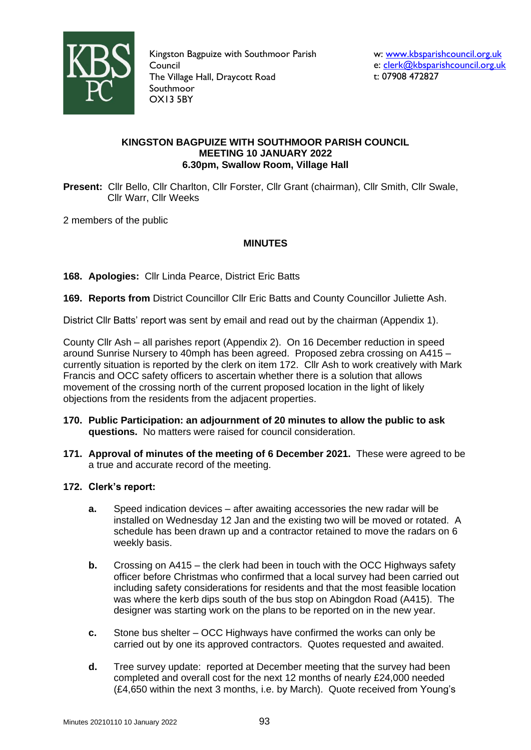Kingston Bagpuize with Southmoor Parish Council
The Village Hall, Draycott Road
Southmoor
OX13 5BY

w: www.kbsparishcouncil.org.uk
e: clerk@kbsparishcouncil.org.uk
t: 07908 472827

**KINGSTON BAGPUIZE WITH SOUTHMOOR PARISH COUNCIL**
**MEETING 10 JANUARY 2022**
**6.30pm, Swallow Room, Village Hall**

**Present:** Cllr Bello, Cllr Charlton, Cllr Forster, Cllr Grant (chairman), Cllr Smith, Cllr Swale, Cllr Warr, Cllr Weeks

2 members of the public

**MINUTES**

**168. Apologies:** Cllr Linda Pearce, District Eric Batts

**169. Reports from** District Councillor Cllr Eric Batts and County Councillor Juliette Ash.

District Cllr Batts' report was sent by email and read out by the chairman (Appendix 1).

County Cllr Ash – all parishes report (Appendix 2). On 16 December reduction in speed around Sunrise Nursery to 40mph has been agreed. Proposed zebra crossing on A415 – currently situation is reported by the clerk on item 172. Cllr Ash to work creatively with Mark Francis and OCC safety officers to ascertain whether there is a solution that allows movement of the crossing north of the current proposed location in the light of likely objections from the residents from the adjacent properties.

**170. Public Participation: an adjournment of 20 minutes to allow the public to ask questions.** No matters were raised for council consideration.

**171. Approval of minutes of the meeting of 6 December 2021.** These were agreed to be a true and accurate record of the meeting.

**172. Clerk's report:**

**a.** Speed indication devices – after awaiting accessories the new radar will be installed on Wednesday 12 Jan and the existing two will be moved or rotated. A schedule has been drawn up and a contractor retained to move the radars on 6 weekly basis.

**b.** Crossing on A415 – the clerk had been in touch with the OCC Highways safety officer before Christmas who confirmed that a local survey had been carried out including safety considerations for residents and that the most feasible location was where the kerb dips south of the bus stop on Abingdon Road (A415). The designer was starting work on the plans to be reported on in the new year.

**c.** Stone bus shelter – OCC Highways have confirmed the works can only be carried out by one its approved contractors. Quotes requested and awaited.

**d.** Tree survey update: reported at December meeting that the survey had been completed and overall cost for the next 12 months of nearly £24,000 needed (£4,650 within the next 3 months, i.e. by March). Quote received from Young's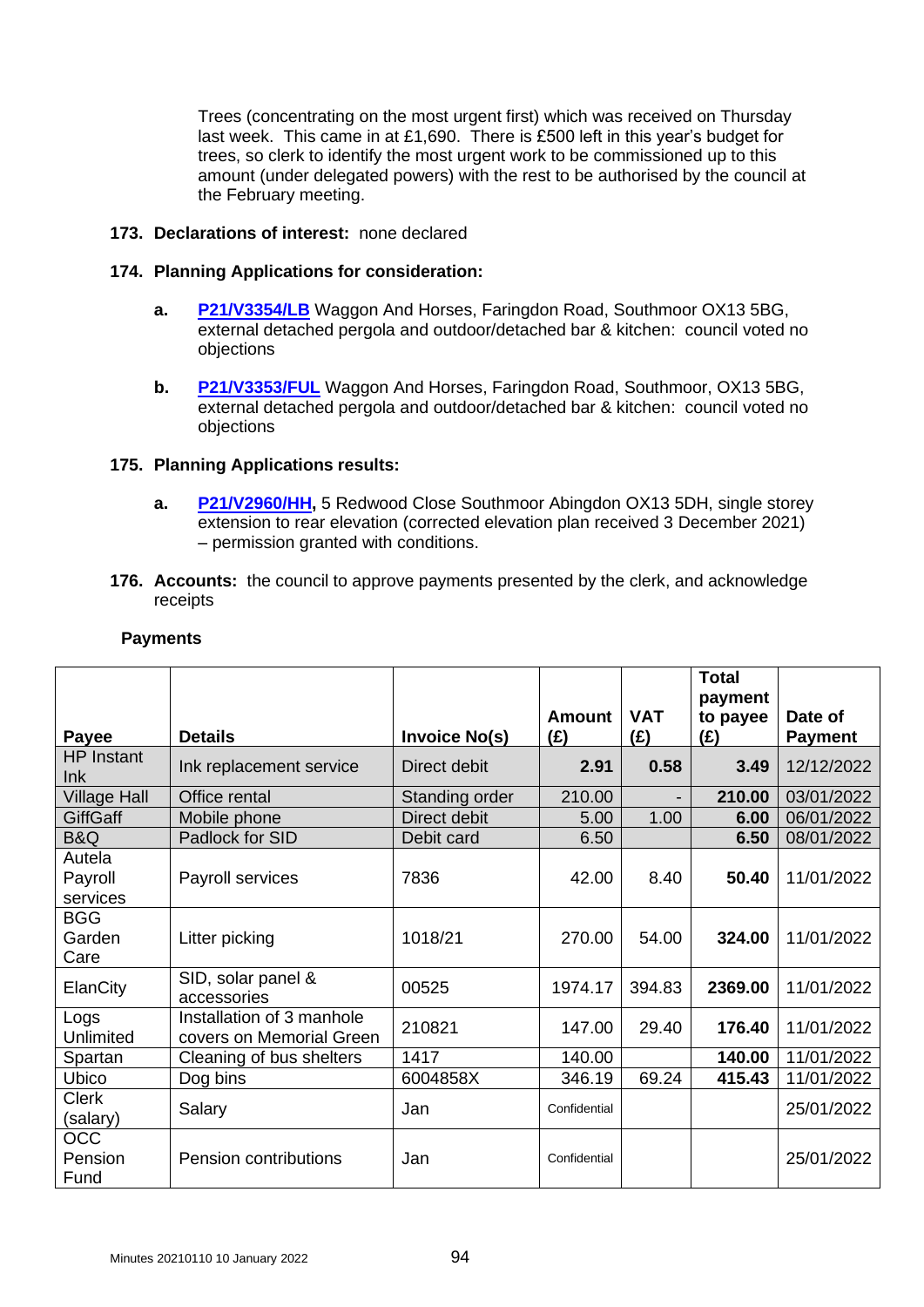Trees (concentrating on the most urgent first) which was received on Thursday last week. This came in at £1,690. There is £500 left in this year's budget for trees, so clerk to identify the most urgent work to be commissioned up to this amount (under delegated powers) with the rest to be authorised by the council at the February meeting.

**173. Declarations of interest:** none declared

**174. Planning Applications for consideration:**

**a.** **P21/V3354/LB** Waggon And Horses, Faringdon Road, Southmoor OX13 5BG, external detached pergola and outdoor/detached bar & kitchen: council voted no objections

**b.** **P21/V3353/FUL** Waggon And Horses, Faringdon Road, Southmoor, OX13 5BG, external detached pergola and outdoor/detached bar & kitchen: council voted no objections

**175. Planning Applications results:**

**a.** **P21/V2960/HH,** 5 Redwood Close Southmoor Abingdon OX13 5DH, single storey extension to rear elevation (corrected elevation plan received 3 December 2021) – permission granted with conditions.

**176. Accounts:** the council to approve payments presented by the clerk, and acknowledge receipts

**Payments**

| Payee | Details | Invoice No(s) | Amount (£) | VAT (£) | Total payment to payee (£) | Date of Payment |
|---|---|---|---|---|---|---|
| HP Instant Ink | Ink replacement service | Direct debit | **2.91** | **0.58** | **3.49** | 12/12/2022 |
| Village Hall | Office rental | Standing order | 210.00 | - | **210.00** | 03/01/2022 |
| GiffGaff | Mobile phone | Direct debit | 5.00 | 1.00 | **6.00** | 06/01/2022 |
| B&Q | Padlock for SID | Debit card | 6.50 | | **6.50** | 08/01/2022 |
| Autela Payroll services | Payroll services | 7836 | 42.00 | 8.40 | **50.40** | 11/01/2022 |
| BGG Garden Care | Litter picking | 1018/21 | 270.00 | 54.00 | **324.00** | 11/01/2022 |
| ElanCity | SID, solar panel & accessories | 00525 | 1974.17 | 394.83 | **2369.00** | 11/01/2022 |
| Logs Unlimited | Installation of 3 manhole covers on Memorial Green | 210821 | 147.00 | 29.40 | **176.40** | 11/01/2022 |
| Spartan | Cleaning of bus shelters | 1417 | 140.00 | | **140.00** | 11/01/2022 |
| Ubico | Dog bins | 6004858X | 346.19 | 69.24 | **415.43** | 11/01/2022 |
| Clerk (salary) | Salary | Jan | Confidential | | | 25/01/2022 |
| OCC Pension Fund | Pension contributions | Jan | Confidential | | | 25/01/2022 |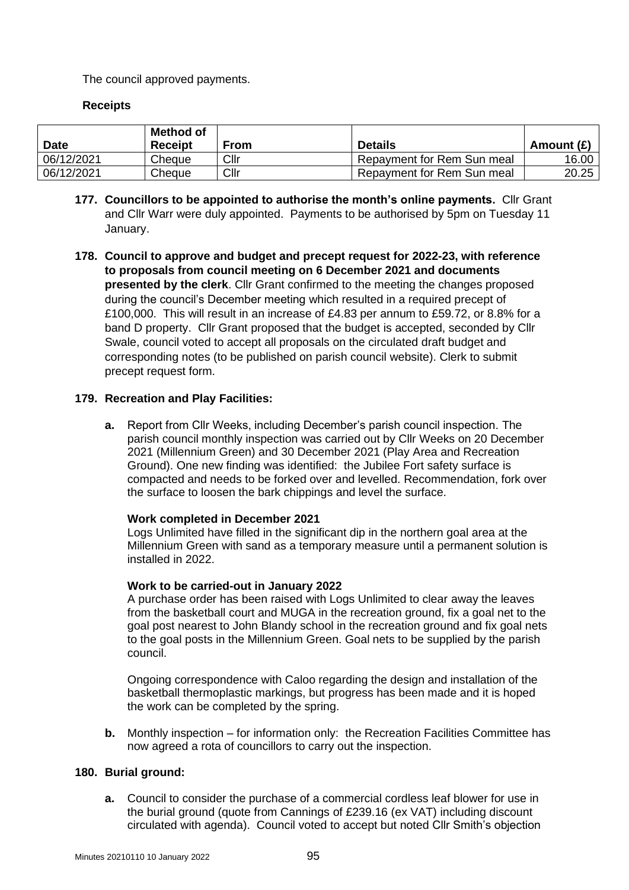The council approved payments.

**Receipts**

| Date | Method of Receipt | From | Details | Amount (£) |
|---|---|---|---|---|
| 06/12/2021 | Cheque | Cllr | Repayment for Rem Sun meal | 16.00 |
| 06/12/2021 | Cheque | Cllr | Repayment for Rem Sun meal | 20.25 |

**177. Councillors to be appointed to authorise the month's online payments.** Cllr Grant and Cllr Warr were duly appointed. Payments to be authorised by 5pm on Tuesday 11 January.

**178. Council to approve and budget and precept request for 2022-23, with reference to proposals from council meeting on 6 December 2021 and documents presented by the clerk**. Cllr Grant confirmed to the meeting the changes proposed during the council's December meeting which resulted in a required precept of £100,000. This will result in an increase of £4.83 per annum to £59.72, or 8.8% for a band D property. Cllr Grant proposed that the budget is accepted, seconded by Cllr Swale, council voted to accept all proposals on the circulated draft budget and corresponding notes (to be published on parish council website). Clerk to submit precept request form.

**179. Recreation and Play Facilities:**

**a.** Report from Cllr Weeks, including December's parish council inspection. The parish council monthly inspection was carried out by Cllr Weeks on 20 December 2021 (Millennium Green) and 30 December 2021 (Play Area and Recreation Ground). One new finding was identified: the Jubilee Fort safety surface is compacted and needs to be forked over and levelled. Recommendation, fork over the surface to loosen the bark chippings and level the surface.

**Work completed in December 2021**

Logs Unlimited have filled in the significant dip in the northern goal area at the Millennium Green with sand as a temporary measure until a permanent solution is installed in 2022.

**Work to be carried-out in January 2022**

A purchase order has been raised with Logs Unlimited to clear away the leaves from the basketball court and MUGA in the recreation ground, fix a goal net to the goal post nearest to John Blandy school in the recreation ground and fix goal nets to the goal posts in the Millennium Green. Goal nets to be supplied by the parish council.

Ongoing correspondence with Caloo regarding the design and installation of the basketball thermoplastic markings, but progress has been made and it is hoped the work can be completed by the spring.

**b.** Monthly inspection – for information only: the Recreation Facilities Committee has now agreed a rota of councillors to carry out the inspection.

**180. Burial ground:**

**a.** Council to consider the purchase of a commercial cordless leaf blower for use in the burial ground (quote from Cannings of £239.16 (ex VAT) including discount circulated with agenda). Council voted to accept but noted Cllr Smith's objection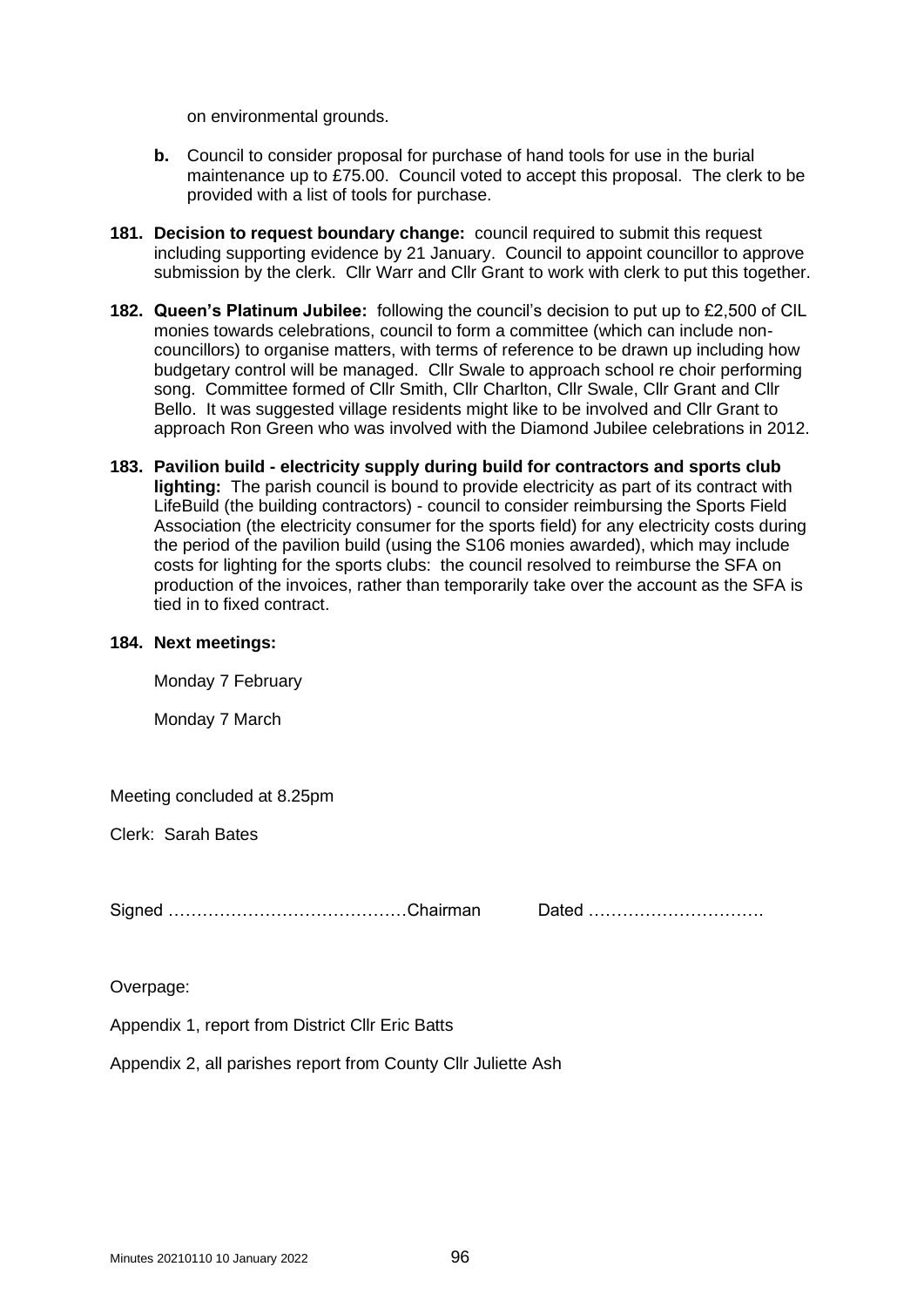on environmental grounds.

- **b.** Council to consider proposal for purchase of hand tools for use in the burial maintenance up to £75.00. Council voted to accept this proposal. The clerk to be provided with a list of tools for purchase.

**181. Decision to request boundary change:** council required to submit this request including supporting evidence by 21 January. Council to appoint councillor to approve submission by the clerk. Cllr Warr and Cllr Grant to work with clerk to put this together.

**182. Queen's Platinum Jubilee:** following the council's decision to put up to £2,500 of CIL monies towards celebrations, council to form a committee (which can include non-councillors) to organise matters, with terms of reference to be drawn up including how budgetary control will be managed. Cllr Swale to approach school re choir performing song. Committee formed of Cllr Smith, Cllr Charlton, Cllr Swale, Cllr Grant and Cllr Bello. It was suggested village residents might like to be involved and Cllr Grant to approach Ron Green who was involved with the Diamond Jubilee celebrations in 2012.

**183. Pavilion build - electricity supply during build for contractors and sports club lighting:** The parish council is bound to provide electricity as part of its contract with LifeBuild (the building contractors) - council to consider reimbursing the Sports Field Association (the electricity consumer for the sports field) for any electricity costs during the period of the pavilion build (using the S106 monies awarded), which may include costs for lighting for the sports clubs: the council resolved to reimburse the SFA on production of the invoices, rather than temporarily take over the account as the SFA is tied in to fixed contract.

**184. Next meetings:**

Monday 7 February

Monday 7 March

Meeting concluded at 8.25pm

Clerk: Sarah Bates

Signed ……………………………………Chairman Dated ………………………….

Overpage:

Appendix 1, report from District Cllr Eric Batts

Appendix 2, all parishes report from County Cllr Juliette Ash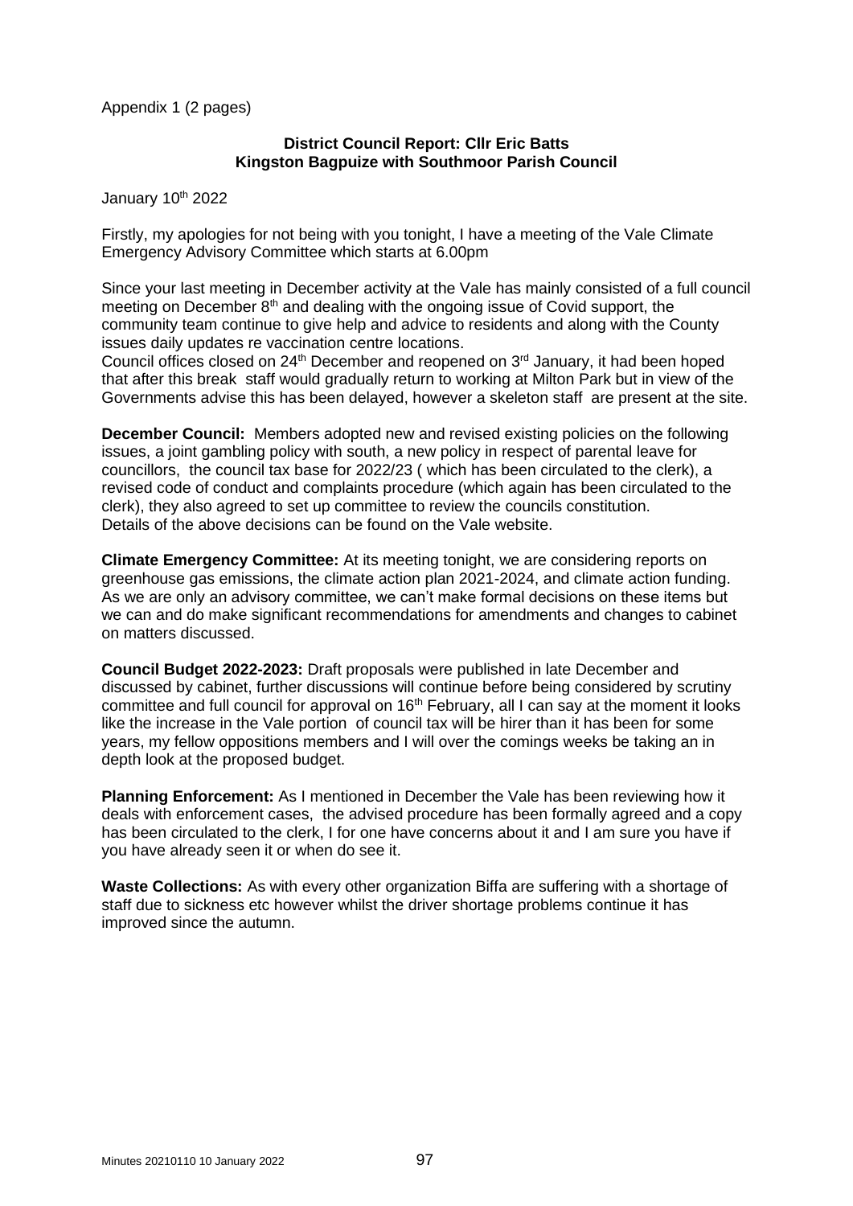Appendix 1 (2 pages)

**District Council Report: Cllr Eric Batts**
**Kingston Bagpuize with Southmoor Parish Council**

January 10th 2022

Firstly, my apologies for not being with you tonight, I have a meeting of the Vale Climate Emergency Advisory Committee which starts at 6.00pm

Since your last meeting in December activity at the Vale has mainly consisted of a full council meeting on December 8th and dealing with the ongoing issue of Covid support, the community team continue to give help and advice to residents and along with the County issues daily updates re vaccination centre locations.
Council offices closed on 24th December and reopened on 3rd January, it had been hoped that after this break staff would gradually return to working at Milton Park but in view of the Governments advise this has been delayed, however a skeleton staff are present at the site.

**December Council:** Members adopted new and revised existing policies on the following issues, a joint gambling policy with south, a new policy in respect of parental leave for councillors, the council tax base for 2022/23 ( which has been circulated to the clerk), a revised code of conduct and complaints procedure (which again has been circulated to the clerk), they also agreed to set up committee to review the councils constitution.
Details of the above decisions can be found on the Vale website.

**Climate Emergency Committee:** At its meeting tonight, we are considering reports on greenhouse gas emissions, the climate action plan 2021-2024, and climate action funding. As we are only an advisory committee, we can't make formal decisions on these items but we can and do make significant recommendations for amendments and changes to cabinet on matters discussed.

**Council Budget 2022-2023:** Draft proposals were published in late December and discussed by cabinet, further discussions will continue before being considered by scrutiny committee and full council for approval on 16th February, all I can say at the moment it looks like the increase in the Vale portion of council tax will be hirer than it has been for some years, my fellow oppositions members and I will over the comings weeks be taking an in depth look at the proposed budget.

**Planning Enforcement:** As I mentioned in December the Vale has been reviewing how it deals with enforcement cases, the advised procedure has been formally agreed and a copy has been circulated to the clerk, I for one have concerns about it and I am sure you have if you have already seen it or when do see it.

**Waste Collections:** As with every other organization Biffa are suffering with a shortage of staff due to sickness etc however whilst the driver shortage problems continue it has improved since the autumn.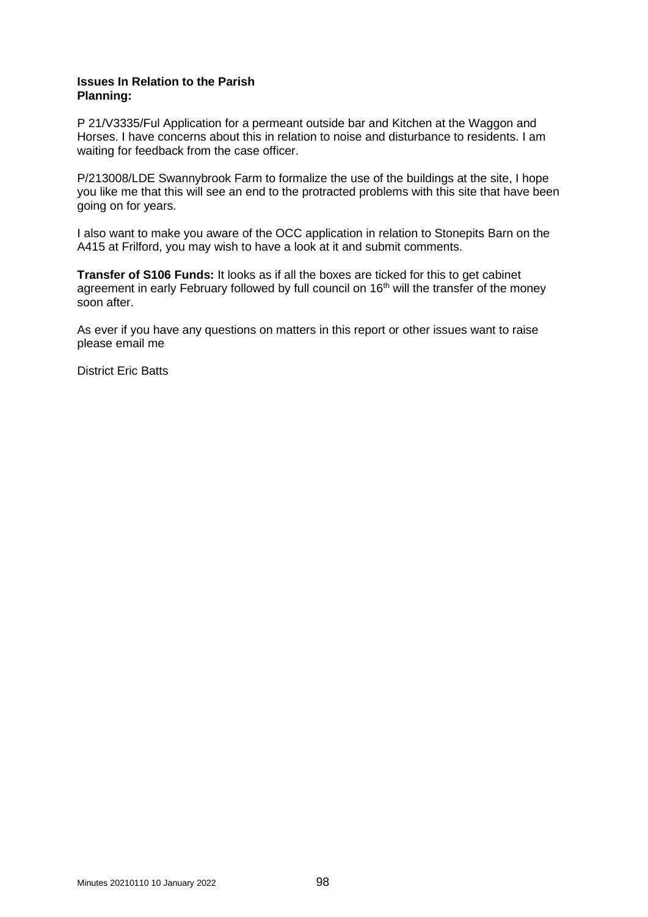**Issues In Relation to the Parish**
**Planning:**

P 21/V3335/Ful Application for a permeant outside bar and Kitchen at the Waggon and Horses. I have concerns about this in relation to noise and disturbance to residents. I am waiting for feedback from the case officer.

P/213008/LDE Swannybrook Farm to formalize the use of the buildings at the site, I hope you like me that this will see an end to the protracted problems with this site that have been going on for years.

I also want to make you aware of the OCC application in relation to Stonepits Barn on the A415 at Frilford, you may wish to have a look at it and submit comments.

**Transfer of S106 Funds:** It looks as if all the boxes are ticked for this to get cabinet agreement in early February followed by full council on 16th will the transfer of the money soon after.

As ever if you have any questions on matters in this report or other issues want to raise please email me

District Eric Batts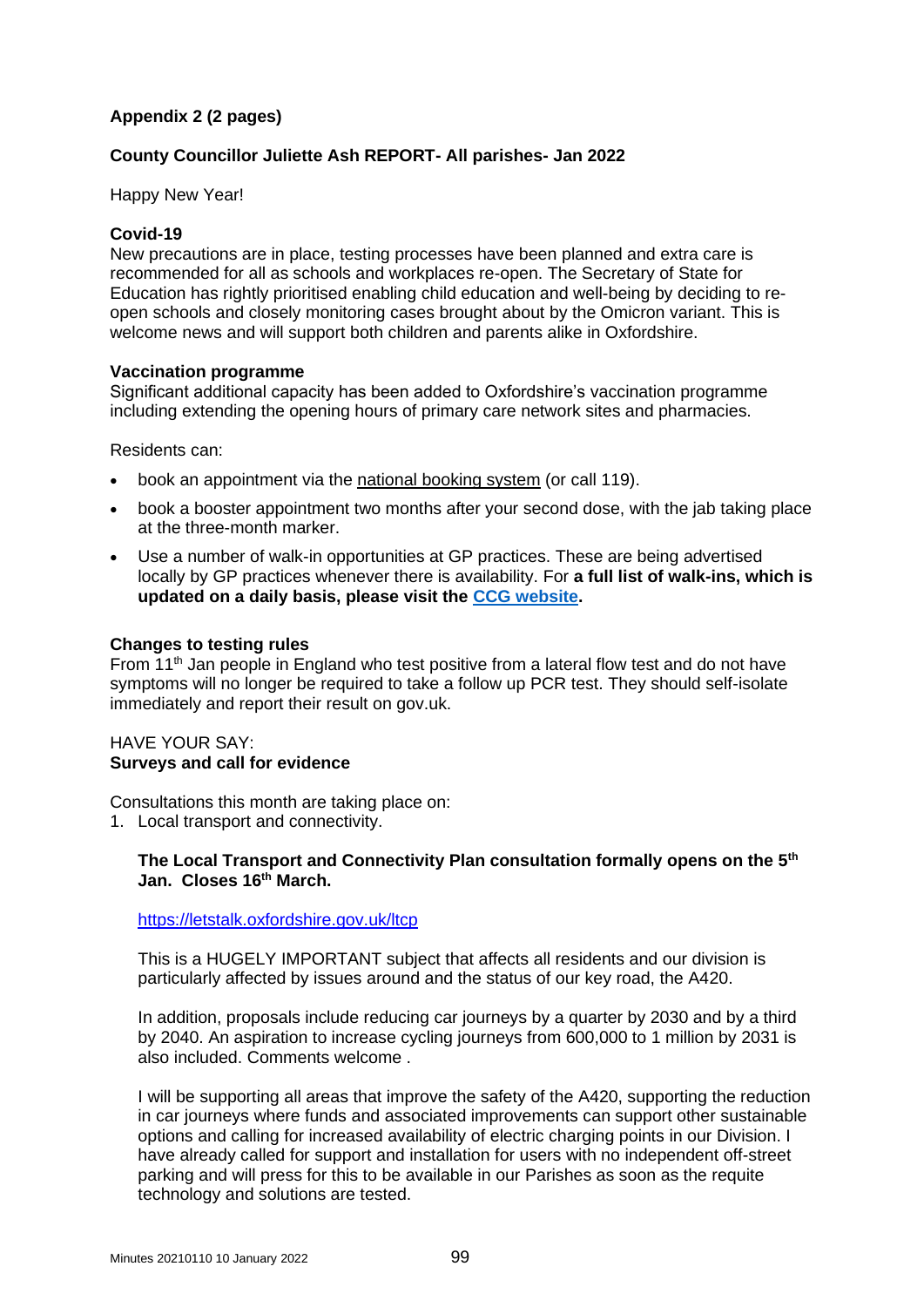**Appendix 2 (2 pages)**

**County Councillor Juliette Ash REPORT- All parishes- Jan 2022**

Happy New Year!

**Covid-19**

New precautions are in place, testing processes have been planned and extra care is recommended for all as schools and workplaces re-open. The Secretary of State for Education has rightly prioritised enabling child education and well-being by deciding to re-open schools and closely monitoring cases brought about by the Omicron variant. This is welcome news and will support both children and parents alike in Oxfordshire.

**Vaccination programme**

Significant additional capacity has been added to Oxfordshire's vaccination programme including extending the opening hours of primary care network sites and pharmacies.

Residents can:

- book an appointment via the national booking system (or call 119).
- book a booster appointment two months after your second dose, with the jab taking place at the three-month marker.
- Use a number of walk-in opportunities at GP practices. These are being advertised locally by GP practices whenever there is availability. For **a full list of walk-ins, which is updated on a daily basis, please visit the CCG website.**

**Changes to testing rules**

From 11th Jan people in England who test positive from a lateral flow test and do not have symptoms will no longer be required to take a follow up PCR test. They should self-isolate immediately and report their result on gov.uk.

HAVE YOUR SAY:
**Surveys and call for evidence**

Consultations this month are taking place on:

1. Local transport and connectivity.

   **The Local Transport and Connectivity Plan consultation formally opens on the 5th Jan. Closes 16th March.**

   https://letstalk.oxfordshire.gov.uk/ltcp

   This is a HUGELY IMPORTANT subject that affects all residents and our division is particularly affected by issues around and the status of our key road, the A420.

   In addition, proposals include reducing car journeys by a quarter by 2030 and by a third by 2040. An aspiration to increase cycling journeys from 600,000 to 1 million by 2031 is also included. Comments welcome .

   I will be supporting all areas that improve the safety of the A420, supporting the reduction in car journeys where funds and associated improvements can support other sustainable options and calling for increased availability of electric charging points in our Division. I have already called for support and installation for users with no independent off-street parking and will press for this to be available in our Parishes as soon as the requite technology and solutions are tested.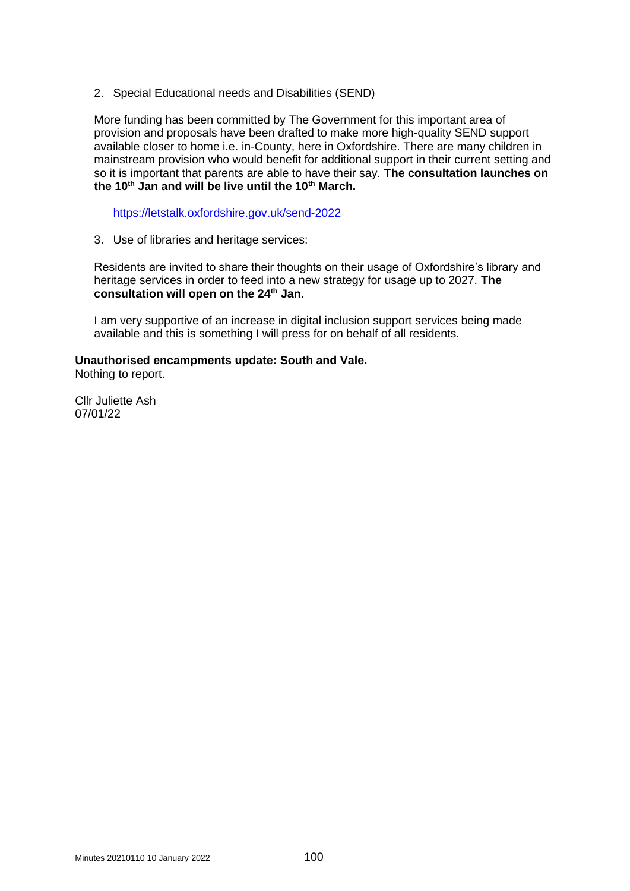2. Special Educational needs and Disabilities (SEND)

   More funding has been committed by The Government for this important area of provision and proposals have been drafted to make more high-quality SEND support available closer to home i.e. in-County, here in Oxfordshire. There are many children in mainstream provision who would benefit for additional support in their current setting and so it is important that parents are able to have their say. **The consultation launches on the 10th Jan and will be live until the 10th March.**

   https://letstalk.oxfordshire.gov.uk/send-2022

3. Use of libraries and heritage services:

   Residents are invited to share their thoughts on their usage of Oxfordshire's library and heritage services in order to feed into a new strategy for usage up to 2027. **The consultation will open on the 24th Jan.**

   I am very supportive of an increase in digital inclusion support services being made available and this is something I will press for on behalf of all residents.

**Unauthorised encampments update: South and Vale.**
Nothing to report.

Cllr Juliette Ash
07/01/22